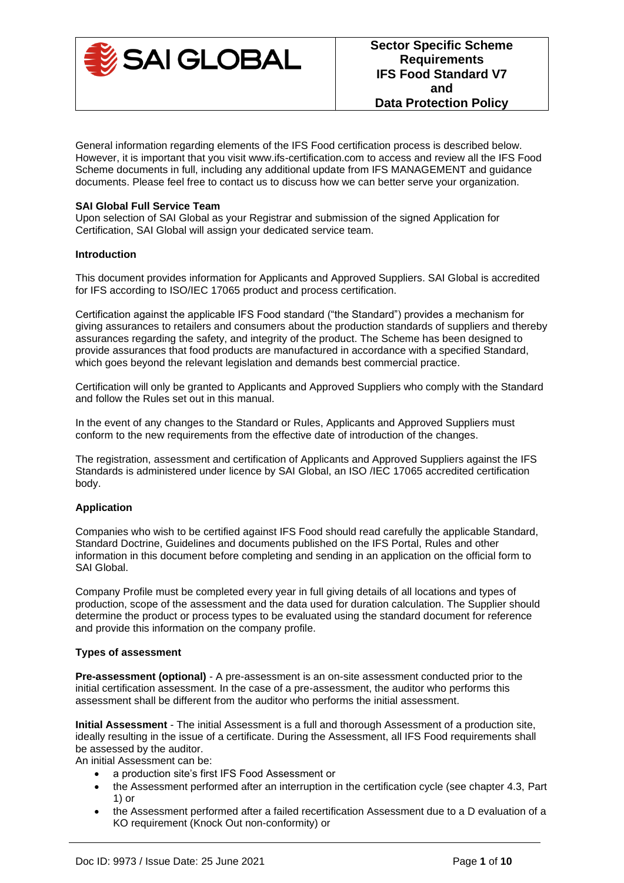SAI GLOBAL

# Sector Specific Scheme Requirements IFS Food Standard V7 and Data Protection Policy

General information regarding elements of the IFS Food certification process is described below. However, it is important that you visit www.ifs-certification.com to access and review all the IFS Food Scheme documents in full, including any additional update from IFS MANAGEMENT and guidance documents. Please feel free to contact us to discuss how we can better serve your organization.

**SAI Global Full Service Team**
Upon selection of SAI Global as your Registrar and submission of the signed Application for Certification, SAI Global will assign your dedicated service team.

**Introduction**

This document provides information for Applicants and Approved Suppliers. SAI Global is accredited for IFS according to ISO/IEC 17065 product and process certification.

Certification against the applicable IFS Food standard ("the Standard") provides a mechanism for giving assurances to retailers and consumers about the production standards of suppliers and thereby assurances regarding the safety, and integrity of the product. The Scheme has been designed to provide assurances that food products are manufactured in accordance with a specified Standard, which goes beyond the relevant legislation and demands best commercial practice.

Certification will only be granted to Applicants and Approved Suppliers who comply with the Standard and follow the Rules set out in this manual.

In the event of any changes to the Standard or Rules, Applicants and Approved Suppliers must conform to the new requirements from the effective date of introduction of the changes.

The registration, assessment and certification of Applicants and Approved Suppliers against the IFS Standards is administered under licence by SAI Global, an ISO /IEC 17065 accredited certification body.

**Application**

Companies who wish to be certified against IFS Food should read carefully the applicable Standard, Standard Doctrine, Guidelines and documents published on the IFS Portal, Rules and other information in this document before completing and sending in an application on the official form to SAI Global.

Company Profile must be completed every year in full giving details of all locations and types of production, scope of the assessment and the data used for duration calculation. The Supplier should determine the product or process types to be evaluated using the standard document for reference and provide this information on the company profile.

**Types of assessment**

**Pre-assessment (optional)** - A pre-assessment is an on-site assessment conducted prior to the initial certification assessment. In the case of a pre-assessment, the auditor who performs this assessment shall be different from the auditor who performs the initial assessment.

**Initial Assessment** - The initial Assessment is a full and thorough Assessment of a production site, ideally resulting in the issue of a certificate. During the Assessment, all IFS Food requirements shall be assessed by the auditor.
An initial Assessment can be:

- a production site's first IFS Food Assessment or
- the Assessment performed after an interruption in the certification cycle (see chapter 4.3, Part 1) or
- the Assessment performed after a failed recertification Assessment due to a D evaluation of a KO requirement (Knock Out non-conformity) or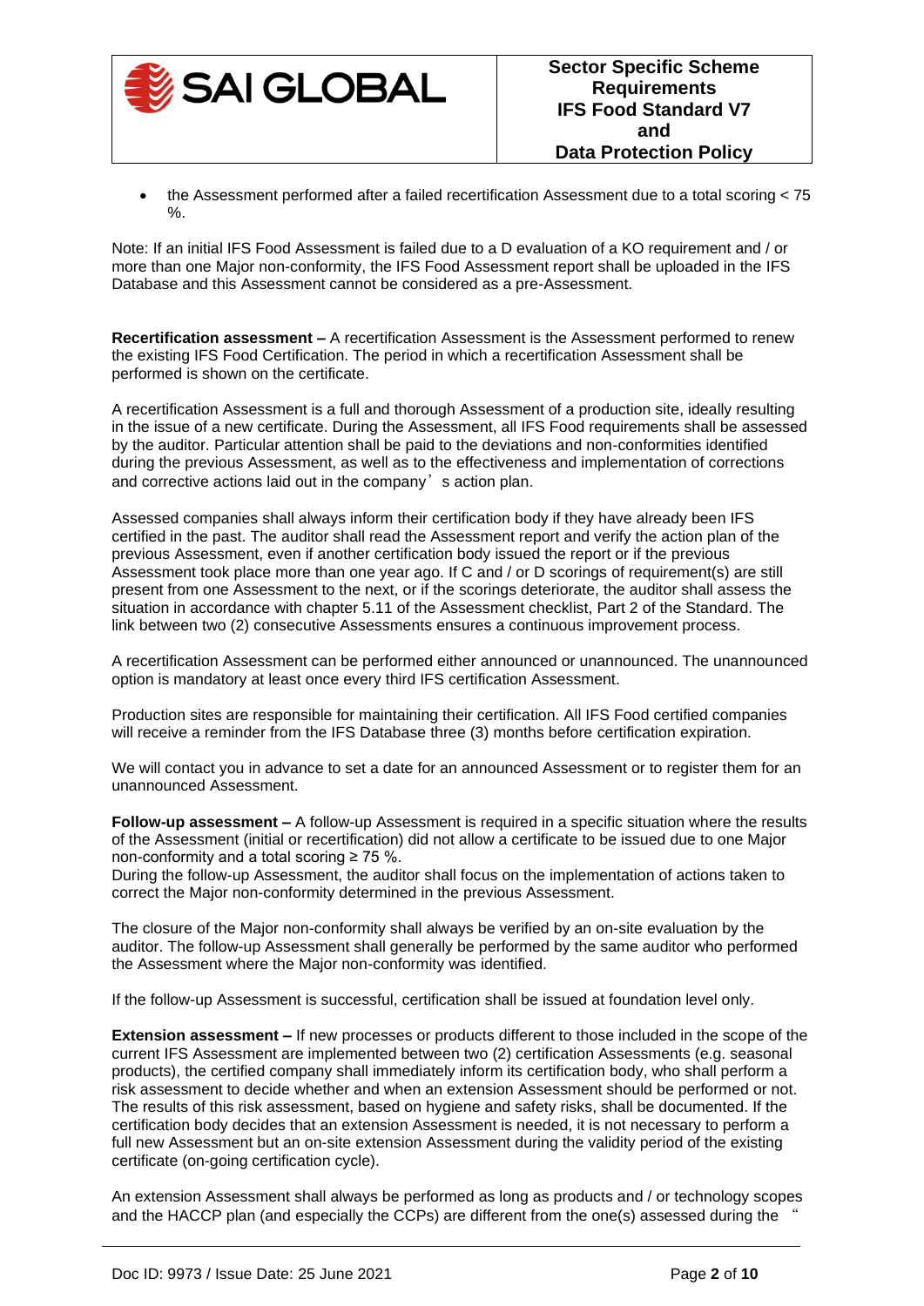- the Assessment performed after a failed recertification Assessment due to a total scoring < 75 %.

Note: If an initial IFS Food Assessment is failed due to a D evaluation of a KO requirement and / or more than one Major non-conformity, the IFS Food Assessment report shall be uploaded in the IFS Database and this Assessment cannot be considered as a pre-Assessment.

**Recertification assessment –** A recertification Assessment is the Assessment performed to renew the existing IFS Food Certification. The period in which a recertification Assessment shall be performed is shown on the certificate.

A recertification Assessment is a full and thorough Assessment of a production site, ideally resulting in the issue of a new certificate. During the Assessment, all IFS Food requirements shall be assessed by the auditor. Particular attention shall be paid to the deviations and non-conformities identified during the previous Assessment, as well as to the effectiveness and implementation of corrections and corrective actions laid out in the company's action plan.

Assessed companies shall always inform their certification body if they have already been IFS certified in the past. The auditor shall read the Assessment report and verify the action plan of the previous Assessment, even if another certification body issued the report or if the previous Assessment took place more than one year ago. If C and / or D scorings of requirement(s) are still present from one Assessment to the next, or if the scorings deteriorate, the auditor shall assess the situation in accordance with chapter 5.11 of the Assessment checklist, Part 2 of the Standard. The link between two (2) consecutive Assessments ensures a continuous improvement process.

A recertification Assessment can be performed either announced or unannounced. The unannounced option is mandatory at least once every third IFS certification Assessment.

Production sites are responsible for maintaining their certification. All IFS Food certified companies will receive a reminder from the IFS Database three (3) months before certification expiration.

We will contact you in advance to set a date for an announced Assessment or to register them for an unannounced Assessment.

**Follow-up assessment –** A follow-up Assessment is required in a specific situation where the results of the Assessment (initial or recertification) did not allow a certificate to be issued due to one Major non-conformity and a total scoring ≥ 75 %.
During the follow-up Assessment, the auditor shall focus on the implementation of actions taken to correct the Major non-conformity determined in the previous Assessment.

The closure of the Major non-conformity shall always be verified by an on-site evaluation by the auditor. The follow-up Assessment shall generally be performed by the same auditor who performed the Assessment where the Major non-conformity was identified.

If the follow-up Assessment is successful, certification shall be issued at foundation level only.

**Extension assessment –** If new processes or products different to those included in the scope of the current IFS Assessment are implemented between two (2) certification Assessments (e.g. seasonal products), the certified company shall immediately inform its certification body, who shall perform a risk assessment to decide whether and when an extension Assessment should be performed or not. The results of this risk assessment, based on hygiene and safety risks, shall be documented. If the certification body decides that an extension Assessment is needed, it is not necessary to perform a full new Assessment but an on-site extension Assessment during the validity period of the existing certificate (on-going certification cycle).

An extension Assessment shall always be performed as long as products and / or technology scopes and the HACCP plan (and especially the CCPs) are different from the one(s) assessed during the "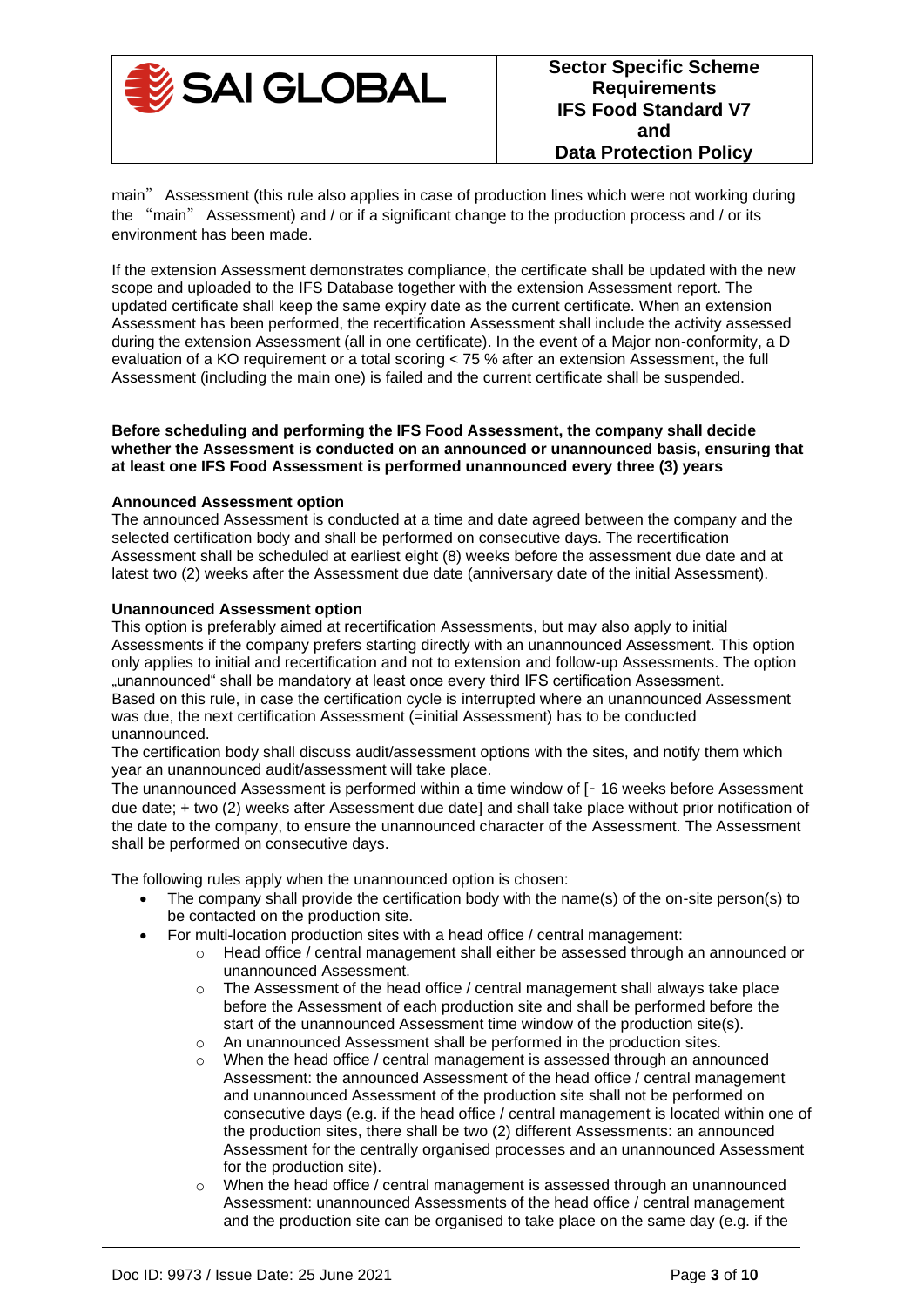main" Assessment (this rule also applies in case of production lines which were not working during the "main" Assessment) and / or if a significant change to the production process and / or its environment has been made.

If the extension Assessment demonstrates compliance, the certificate shall be updated with the new scope and uploaded to the IFS Database together with the extension Assessment report. The updated certificate shall keep the same expiry date as the current certificate. When an extension Assessment has been performed, the recertification Assessment shall include the activity assessed during the extension Assessment (all in one certificate). In the event of a Major non-conformity, a D evaluation of a KO requirement or a total scoring < 75 % after an extension Assessment, the full Assessment (including the main one) is failed and the current certificate shall be suspended.

**Before scheduling and performing the IFS Food Assessment, the company shall decide whether the Assessment is conducted on an announced or unannounced basis, ensuring that at least one IFS Food Assessment is performed unannounced every three (3) years**

**Announced Assessment option**

The announced Assessment is conducted at a time and date agreed between the company and the selected certification body and shall be performed on consecutive days. The recertification Assessment shall be scheduled at earliest eight (8) weeks before the assessment due date and at latest two (2) weeks after the Assessment due date (anniversary date of the initial Assessment).

**Unannounced Assessment option**

This option is preferably aimed at recertification Assessments, but may also apply to initial Assessments if the company prefers starting directly with an unannounced Assessment. This option only applies to initial and recertification and not to extension and follow-up Assessments. The option „unannounced" shall be mandatory at least once every third IFS certification Assessment.
Based on this rule, in case the certification cycle is interrupted where an unannounced Assessment was due, the next certification Assessment (=initial Assessment) has to be conducted unannounced.
The certification body shall discuss audit/assessment options with the sites, and notify them which year an unannounced audit/assessment will take place.
The unannounced Assessment is performed within a time window of [- 16 weeks before Assessment due date; + two (2) weeks after Assessment due date] and shall take place without prior notification of the date to the company, to ensure the unannounced character of the Assessment. The Assessment shall be performed on consecutive days.

The following rules apply when the unannounced option is chosen:

- The company shall provide the certification body with the name(s) of the on-site person(s) to be contacted on the production site.
- For multi-location production sites with a head office / central management:
  - Head office / central management shall either be assessed through an announced or unannounced Assessment.
  - The Assessment of the head office / central management shall always take place before the Assessment of each production site and shall be performed before the start of the unannounced Assessment time window of the production site(s).
  - An unannounced Assessment shall be performed in the production sites.
  - When the head office / central management is assessed through an announced Assessment: the announced Assessment of the head office / central management and unannounced Assessment of the production site shall not be performed on consecutive days (e.g. if the head office / central management is located within one of the production sites, there shall be two (2) different Assessments: an announced Assessment for the centrally organised processes and an unannounced Assessment for the production site).
  - When the head office / central management is assessed through an unannounced Assessment: unannounced Assessments of the head office / central management and the production site can be organised to take place on the same day (e.g. if the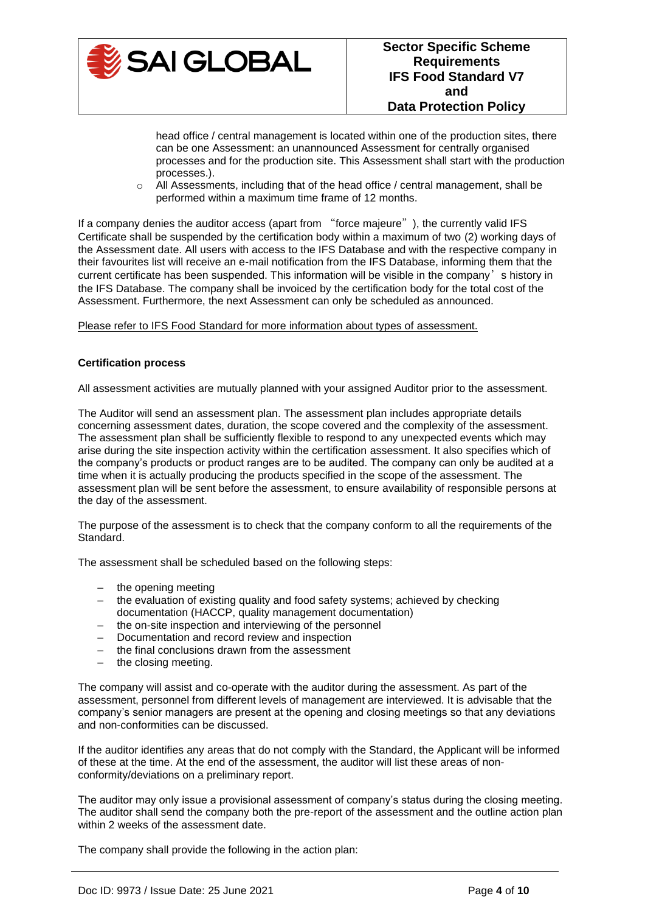head office / central management is located within one of the production sites, there can be one Assessment: an unannounced Assessment for centrally organised processes and for the production site. This Assessment shall start with the production processes.).

- All Assessments, including that of the head office / central management, shall be performed within a maximum time frame of 12 months.

If a company denies the auditor access (apart from "force majeure"), the currently valid IFS Certificate shall be suspended by the certification body within a maximum of two (2) working days of the Assessment date. All users with access to the IFS Database and with the respective company in their favourites list will receive an e-mail notification from the IFS Database, informing them that the current certificate has been suspended. This information will be visible in the company's history in the IFS Database. The company shall be invoiced by the certification body for the total cost of the Assessment. Furthermore, the next Assessment can only be scheduled as announced.

Please refer to IFS Food Standard for more information about types of assessment.

**Certification process**

All assessment activities are mutually planned with your assigned Auditor prior to the assessment.

The Auditor will send an assessment plan. The assessment plan includes appropriate details concerning assessment dates, duration, the scope covered and the complexity of the assessment. The assessment plan shall be sufficiently flexible to respond to any unexpected events which may arise during the site inspection activity within the certification assessment. It also specifies which of the company's products or product ranges are to be audited. The company can only be audited at a time when it is actually producing the products specified in the scope of the assessment. The assessment plan will be sent before the assessment, to ensure availability of responsible persons at the day of the assessment.

The purpose of the assessment is to check that the company conform to all the requirements of the Standard.

The assessment shall be scheduled based on the following steps:

- the opening meeting
- the evaluation of existing quality and food safety systems; achieved by checking documentation (HACCP, quality management documentation)
- the on-site inspection and interviewing of the personnel
- Documentation and record review and inspection
- the final conclusions drawn from the assessment
- the closing meeting.

The company will assist and co-operate with the auditor during the assessment. As part of the assessment, personnel from different levels of management are interviewed. It is advisable that the company's senior managers are present at the opening and closing meetings so that any deviations and non-conformities can be discussed.

If the auditor identifies any areas that do not comply with the Standard, the Applicant will be informed of these at the time. At the end of the assessment, the auditor will list these areas of non-conformity/deviations on a preliminary report.

The auditor may only issue a provisional assessment of company's status during the closing meeting. The auditor shall send the company both the pre-report of the assessment and the outline action plan within 2 weeks of the assessment date.

The company shall provide the following in the action plan: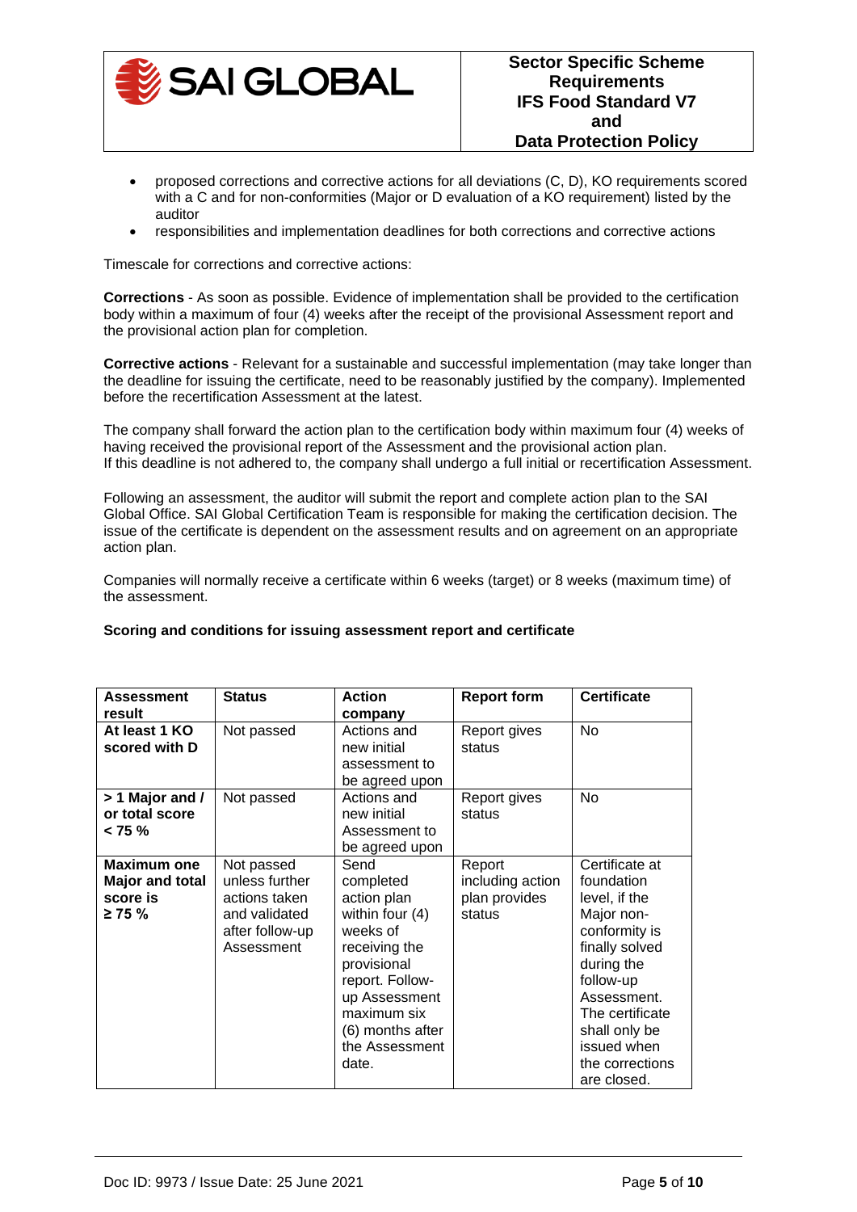- proposed corrections and corrective actions for all deviations (C, D), KO requirements scored with a C and for non-conformities (Major or D evaluation of a KO requirement) listed by the auditor
- responsibilities and implementation deadlines for both corrections and corrective actions

Timescale for corrections and corrective actions:

**Corrections** - As soon as possible. Evidence of implementation shall be provided to the certification body within a maximum of four (4) weeks after the receipt of the provisional Assessment report and the provisional action plan for completion.

**Corrective actions** - Relevant for a sustainable and successful implementation (may take longer than the deadline for issuing the certificate, need to be reasonably justified by the company). Implemented before the recertification Assessment at the latest.

The company shall forward the action plan to the certification body within maximum four (4) weeks of having received the provisional report of the Assessment and the provisional action plan.
If this deadline is not adhered to, the company shall undergo a full initial or recertification Assessment.

Following an assessment, the auditor will submit the report and complete action plan to the SAI Global Office. SAI Global Certification Team is responsible for making the certification decision. The issue of the certificate is dependent on the assessment results and on agreement on an appropriate action plan.

Companies will normally receive a certificate within 6 weeks (target) or 8 weeks (maximum time) of the assessment.

**Scoring and conditions for issuing assessment report and certificate**

| Assessment result | Status | Action company | Report form | Certificate |
|---|---|---|---|---|
| **At least 1 KO scored with D** | Not passed | Actions and new initial assessment to be agreed upon | Report gives status | No |
| **> 1 Major and / or total score < 75 %** | Not passed | Actions and new initial Assessment to be agreed upon | Report gives status | No |
| **Maximum one Major and total score is ≥ 75 %** | Not passed unless further actions taken and validated after follow-up Assessment | Send completed action plan within four (4) weeks of receiving the provisional report. Follow-up Assessment maximum six (6) months after the Assessment date. | Report including action plan provides status | Certificate at foundation level, if the Major non-conformity is finally solved during the follow-up Assessment. The certificate shall only be issued when the corrections are closed. |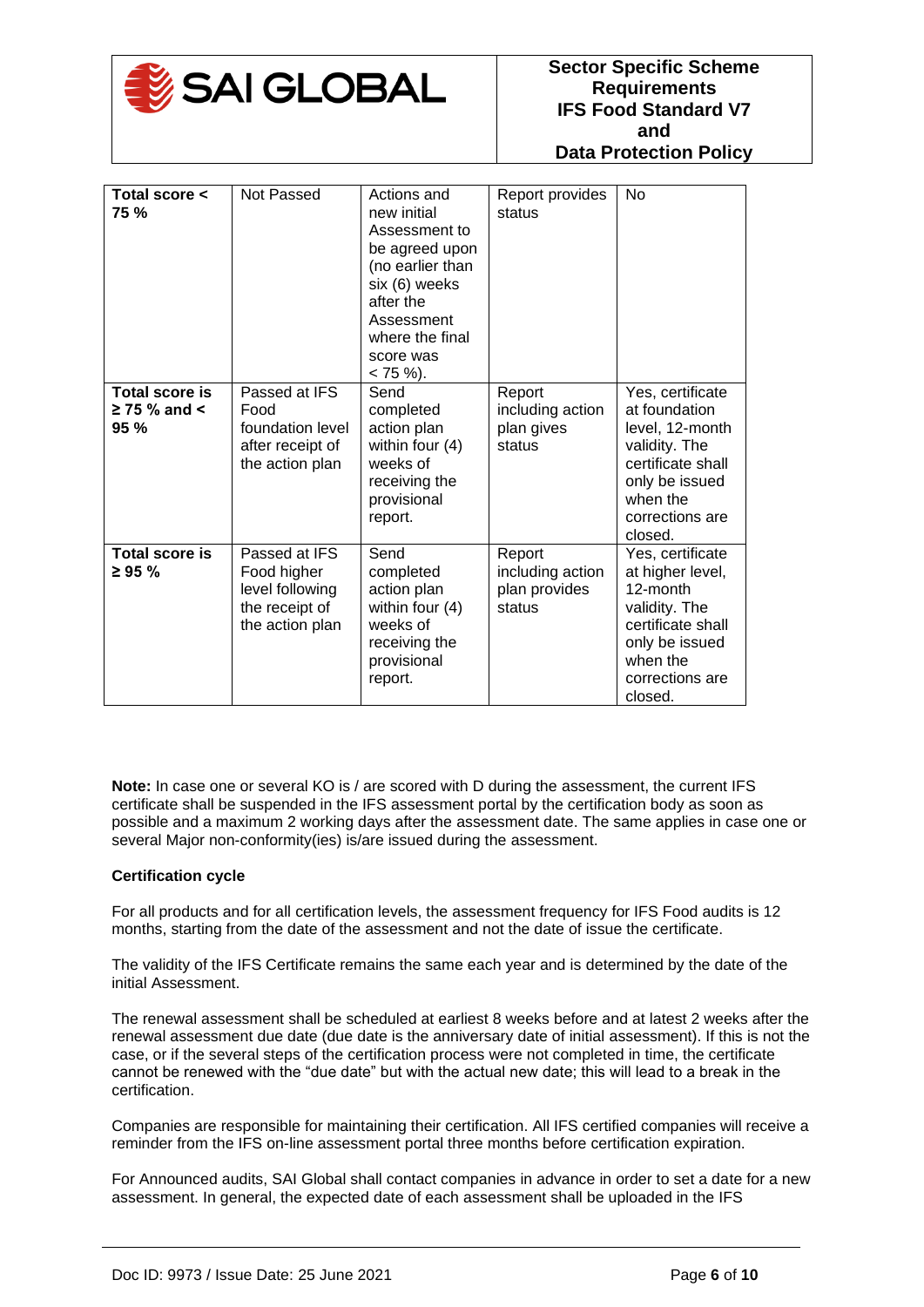| | | | | |
|---|---|---|---|---|
| **Total score < 75 %** | Not Passed | Actions and new initial Assessment to be agreed upon (no earlier than six (6) weeks after the Assessment where the final score was < 75 %). | Report provides status | No |
| **Total score is ≥ 75 % and < 95 %** | Passed at IFS Food foundation level after receipt of the action plan | Send completed action plan within four (4) weeks of receiving the provisional report. | Report including action plan gives status | Yes, certificate at foundation level, 12-month validity. The certificate shall only be issued when the corrections are closed. |
| **Total score is ≥ 95 %** | Passed at IFS Food higher level following the receipt of the action plan | Send completed action plan within four (4) weeks of receiving the provisional report. | Report including action plan provides status | Yes, certificate at higher level, 12-month validity. The certificate shall only be issued when the corrections are closed. |

**Note:** In case one or several KO is / are scored with D during the assessment, the current IFS certificate shall be suspended in the IFS assessment portal by the certification body as soon as possible and a maximum 2 working days after the assessment date. The same applies in case one or several Major non-conformity(ies) is/are issued during the assessment.

**Certification cycle**

For all products and for all certification levels, the assessment frequency for IFS Food audits is 12 months, starting from the date of the assessment and not the date of issue the certificate.

The validity of the IFS Certificate remains the same each year and is determined by the date of the initial Assessment.

The renewal assessment shall be scheduled at earliest 8 weeks before and at latest 2 weeks after the renewal assessment due date (due date is the anniversary date of initial assessment). If this is not the case, or if the several steps of the certification process were not completed in time, the certificate cannot be renewed with the "due date" but with the actual new date; this will lead to a break in the certification.

Companies are responsible for maintaining their certification. All IFS certified companies will receive a reminder from the IFS on-line assessment portal three months before certification expiration.

For Announced audits, SAI Global shall contact companies in advance in order to set a date for a new assessment. In general, the expected date of each assessment shall be uploaded in the IFS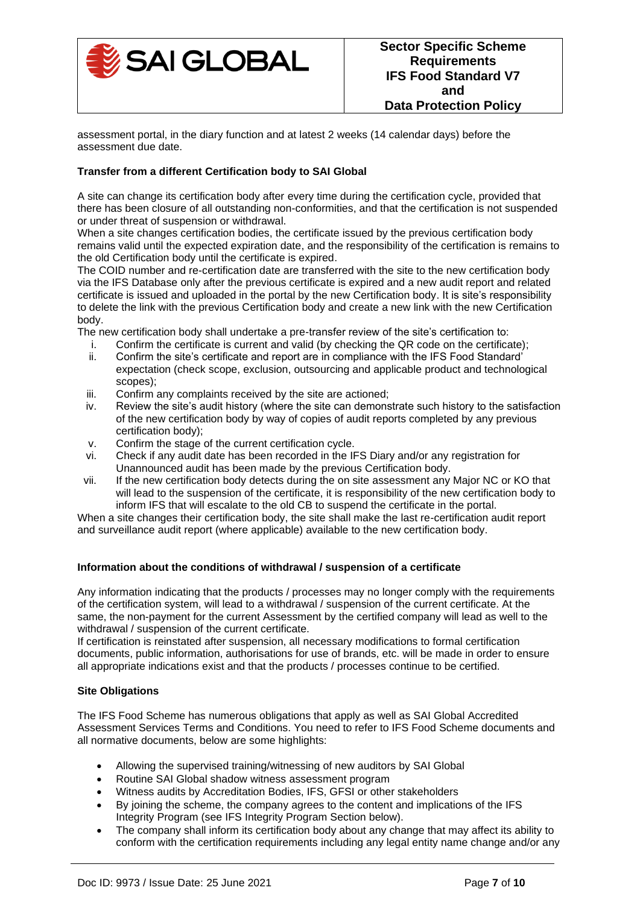assessment portal, in the diary function and at latest 2 weeks (14 calendar days) before the assessment due date.

**Transfer from a different Certification body to SAI Global**

A site can change its certification body after every time during the certification cycle, provided that there has been closure of all outstanding non-conformities, and that the certification is not suspended or under threat of suspension or withdrawal.

When a site changes certification bodies, the certificate issued by the previous certification body remains valid until the expected expiration date, and the responsibility of the certification is remains to the old Certification body until the certificate is expired.

The COID number and re-certification date are transferred with the site to the new certification body via the IFS Database only after the previous certificate is expired and a new audit report and related certificate is issued and uploaded in the portal by the new Certification body. It is site's responsibility to delete the link with the previous Certification body and create a new link with the new Certification body.

The new certification body shall undertake a pre-transfer review of the site's certification to:

i. Confirm the certificate is current and valid (by checking the QR code on the certificate);
ii. Confirm the site's certificate and report are in compliance with the IFS Food Standard' expectation (check scope, exclusion, outsourcing and applicable product and technological scopes);
iii. Confirm any complaints received by the site are actioned;
iv. Review the site's audit history (where the site can demonstrate such history to the satisfaction of the new certification body by way of copies of audit reports completed by any previous certification body);
v. Confirm the stage of the current certification cycle.
vi. Check if any audit date has been recorded in the IFS Diary and/or any registration for Unannounced audit has been made by the previous Certification body.
vii. If the new certification body detects during the on site assessment any Major NC or KO that will lead to the suspension of the certificate, it is responsibility of the new certification body to inform IFS that will escalate to the old CB to suspend the certificate in the portal.

When a site changes their certification body, the site shall make the last re-certification audit report and surveillance audit report (where applicable) available to the new certification body.

**Information about the conditions of withdrawal / suspension of a certificate**

Any information indicating that the products / processes may no longer comply with the requirements of the certification system, will lead to a withdrawal / suspension of the current certificate. At the same, the non-payment for the current Assessment by the certified company will lead as well to the withdrawal / suspension of the current certificate.

If certification is reinstated after suspension, all necessary modifications to formal certification documents, public information, authorisations for use of brands, etc. will be made in order to ensure all appropriate indications exist and that the products / processes continue to be certified.

**Site Obligations**

The IFS Food Scheme has numerous obligations that apply as well as SAI Global Accredited Assessment Services Terms and Conditions. You need to refer to IFS Food Scheme documents and all normative documents, below are some highlights:

- Allowing the supervised training/witnessing of new auditors by SAI Global
- Routine SAI Global shadow witness assessment program
- Witness audits by Accreditation Bodies, IFS, GFSI or other stakeholders
- By joining the scheme, the company agrees to the content and implications of the IFS Integrity Program (see IFS Integrity Program Section below).
- The company shall inform its certification body about any change that may affect its ability to conform with the certification requirements including any legal entity name change and/or any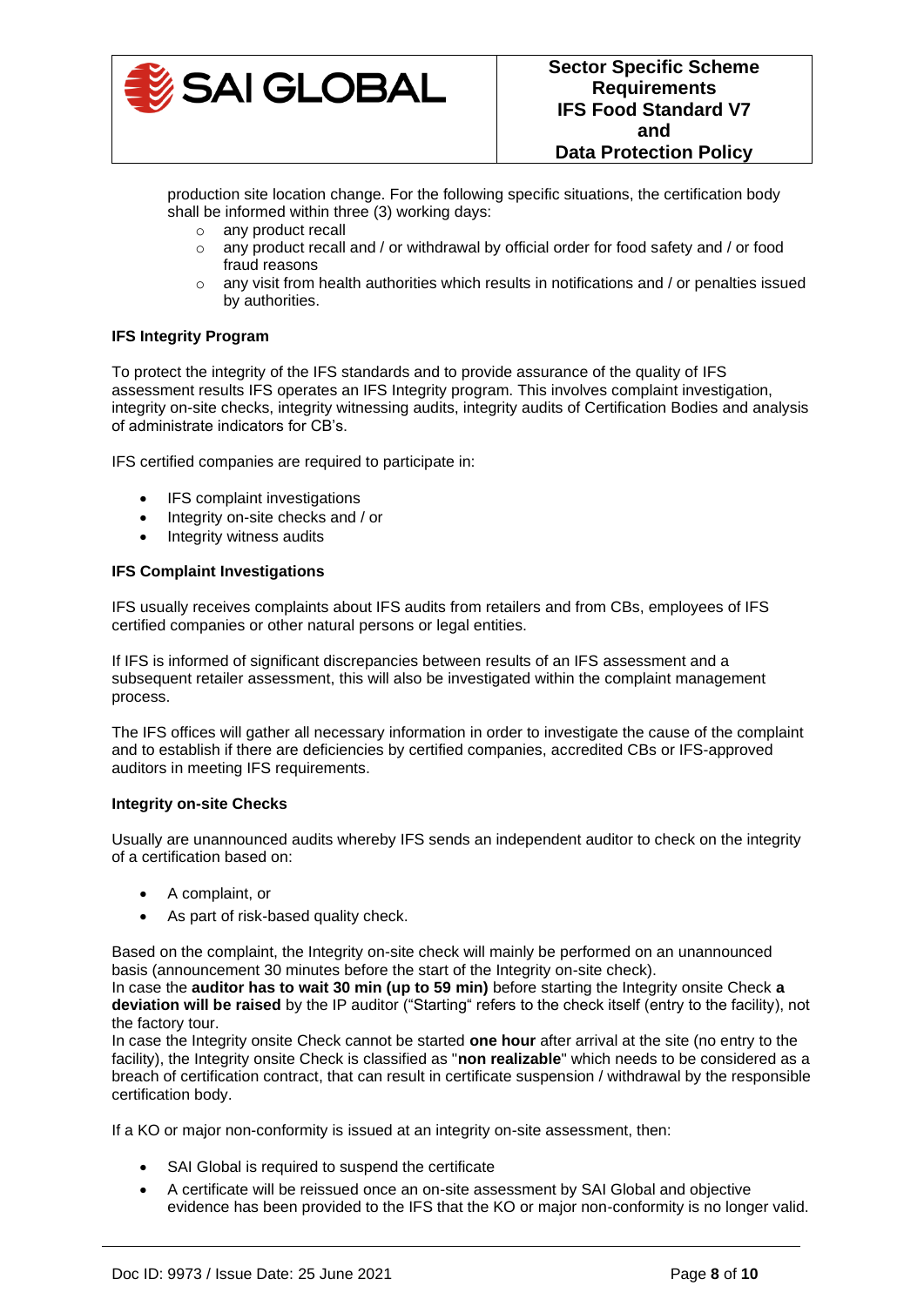production site location change. For the following specific situations, the certification body shall be informed within three (3) working days:

- any product recall
- any product recall and / or withdrawal by official order for food safety and / or food fraud reasons
- any visit from health authorities which results in notifications and / or penalties issued by authorities.

**IFS Integrity Program**

To protect the integrity of the IFS standards and to provide assurance of the quality of IFS assessment results IFS operates an IFS Integrity program. This involves complaint investigation, integrity on-site checks, integrity witnessing audits, integrity audits of Certification Bodies and analysis of administrate indicators for CB's.

IFS certified companies are required to participate in:

- IFS complaint investigations
- Integrity on-site checks and / or
- Integrity witness audits

**IFS Complaint Investigations**

IFS usually receives complaints about IFS audits from retailers and from CBs, employees of IFS certified companies or other natural persons or legal entities.

If IFS is informed of significant discrepancies between results of an IFS assessment and a subsequent retailer assessment, this will also be investigated within the complaint management process.

The IFS offices will gather all necessary information in order to investigate the cause of the complaint and to establish if there are deficiencies by certified companies, accredited CBs or IFS-approved auditors in meeting IFS requirements.

**Integrity on-site Checks**

Usually are unannounced audits whereby IFS sends an independent auditor to check on the integrity of a certification based on:

- A complaint, or
- As part of risk-based quality check.

Based on the complaint, the Integrity on-site check will mainly be performed on an unannounced basis (announcement 30 minutes before the start of the Integrity on-site check).
In case the **auditor has to wait 30 min (up to 59 min)** before starting the Integrity onsite Check **a deviation will be raised** by the IP auditor ("Starting" refers to the check itself (entry to the facility), not the factory tour.
In case the Integrity onsite Check cannot be started **one hour** after arrival at the site (no entry to the facility), the Integrity onsite Check is classified as "**non realizable**" which needs to be considered as a breach of certification contract, that can result in certificate suspension / withdrawal by the responsible certification body.

If a KO or major non-conformity is issued at an integrity on-site assessment, then:

- SAI Global is required to suspend the certificate
- A certificate will be reissued once an on-site assessment by SAI Global and objective evidence has been provided to the IFS that the KO or major non-conformity is no longer valid.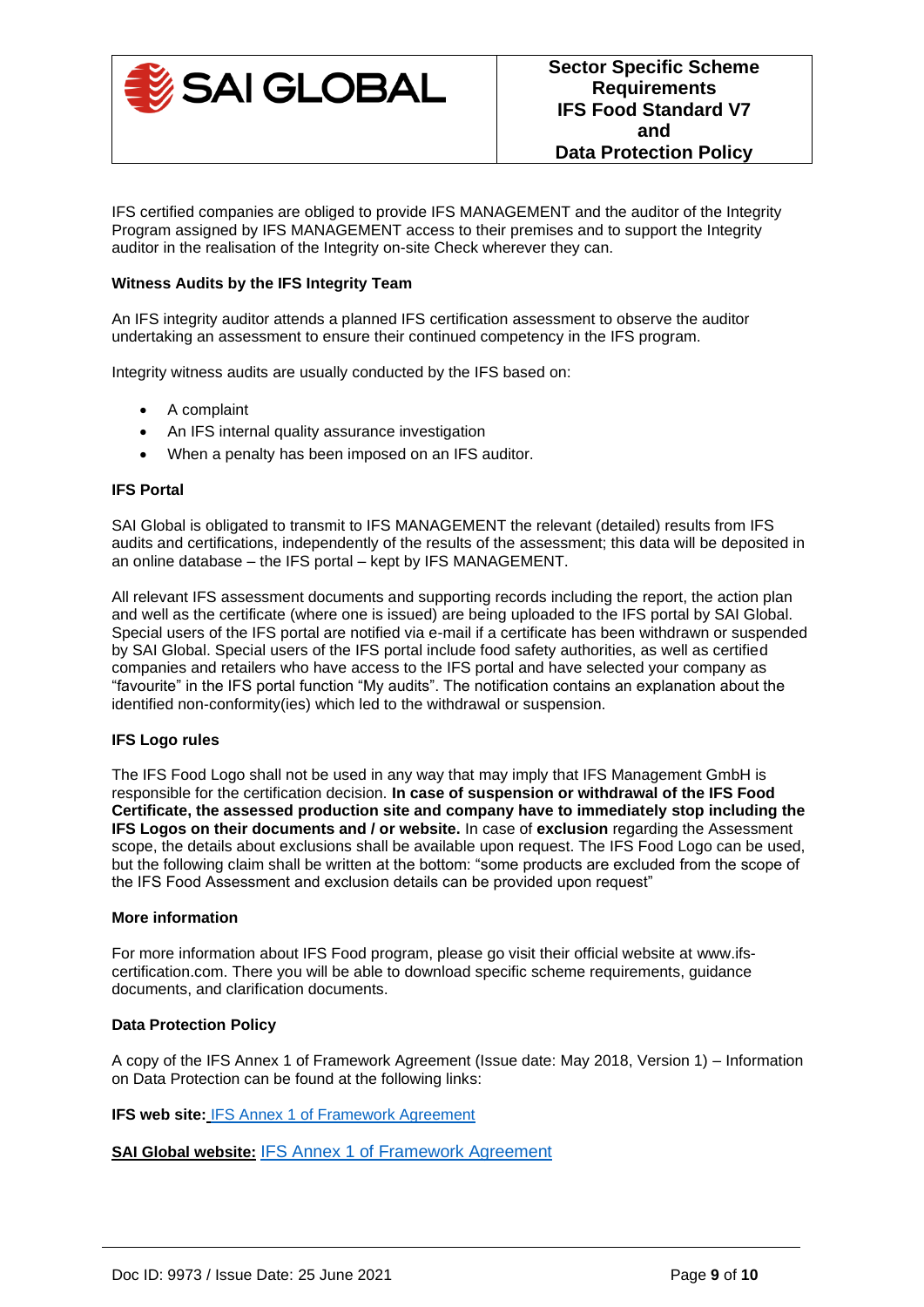IFS certified companies are obliged to provide IFS MANAGEMENT and the auditor of the Integrity Program assigned by IFS MANAGEMENT access to their premises and to support the Integrity auditor in the realisation of the Integrity on-site Check wherever they can.

**Witness Audits by the IFS Integrity Team**

An IFS integrity auditor attends a planned IFS certification assessment to observe the auditor undertaking an assessment to ensure their continued competency in the IFS program.

Integrity witness audits are usually conducted by the IFS based on:

- A complaint
- An IFS internal quality assurance investigation
- When a penalty has been imposed on an IFS auditor.

**IFS Portal**

SAI Global is obligated to transmit to IFS MANAGEMENT the relevant (detailed) results from IFS audits and certifications, independently of the results of the assessment; this data will be deposited in an online database – the IFS portal – kept by IFS MANAGEMENT.

All relevant IFS assessment documents and supporting records including the report, the action plan and well as the certificate (where one is issued) are being uploaded to the IFS portal by SAI Global. Special users of the IFS portal are notified via e-mail if a certificate has been withdrawn or suspended by SAI Global. Special users of the IFS portal include food safety authorities, as well as certified companies and retailers who have access to the IFS portal and have selected your company as "favourite" in the IFS portal function "My audits". The notification contains an explanation about the identified non-conformity(ies) which led to the withdrawal or suspension.

**IFS Logo rules**

The IFS Food Logo shall not be used in any way that may imply that IFS Management GmbH is responsible for the certification decision. **In case of suspension or withdrawal of the IFS Food Certificate, the assessed production site and company have to immediately stop including the IFS Logos on their documents and / or website.** In case of **exclusion** regarding the Assessment scope, the details about exclusions shall be available upon request. The IFS Food Logo can be used, but the following claim shall be written at the bottom: "some products are excluded from the scope of the IFS Food Assessment and exclusion details can be provided upon request"

**More information**

For more information about IFS Food program, please go visit their official website at www.ifs-certification.com. There you will be able to download specific scheme requirements, guidance documents, and clarification documents.

**Data Protection Policy**

A copy of the IFS Annex 1 of Framework Agreement (Issue date: May 2018, Version 1) – Information on Data Protection can be found at the following links:

**IFS web site:** IFS Annex 1 of Framework Agreement

**SAI Global website:** IFS Annex 1 of Framework Agreement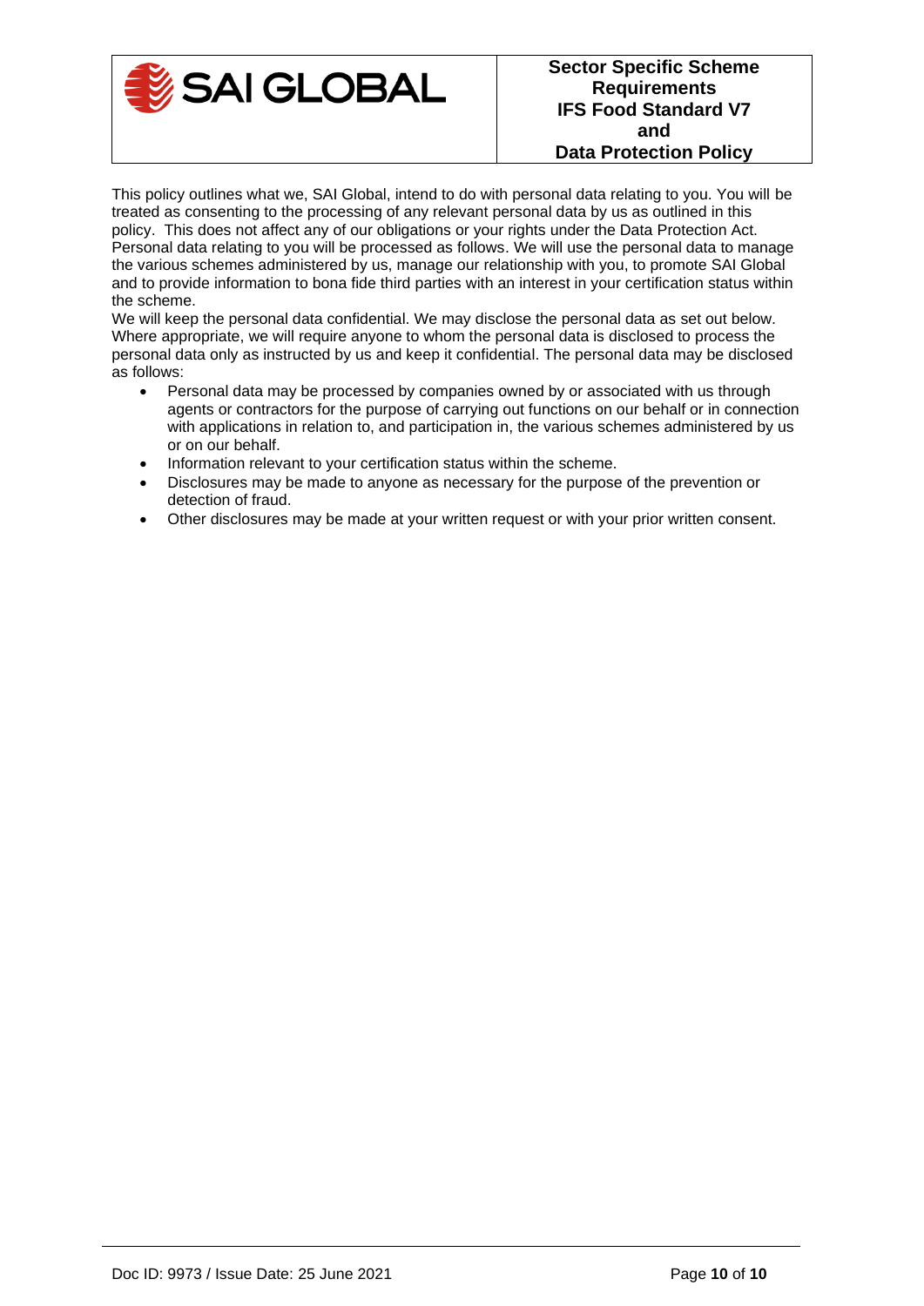This policy outlines what we, SAI Global, intend to do with personal data relating to you. You will be treated as consenting to the processing of any relevant personal data by us as outlined in this policy. This does not affect any of our obligations or your rights under the Data Protection Act. Personal data relating to you will be processed as follows. We will use the personal data to manage the various schemes administered by us, manage our relationship with you, to promote SAI Global and to provide information to bona fide third parties with an interest in your certification status within the scheme.

We will keep the personal data confidential. We may disclose the personal data as set out below. Where appropriate, we will require anyone to whom the personal data is disclosed to process the personal data only as instructed by us and keep it confidential. The personal data may be disclosed as follows:

- Personal data may be processed by companies owned by or associated with us through agents or contractors for the purpose of carrying out functions on our behalf or in connection with applications in relation to, and participation in, the various schemes administered by us or on our behalf.
- Information relevant to your certification status within the scheme.
- Disclosures may be made to anyone as necessary for the purpose of the prevention or detection of fraud.
- Other disclosures may be made at your written request or with your prior written consent.